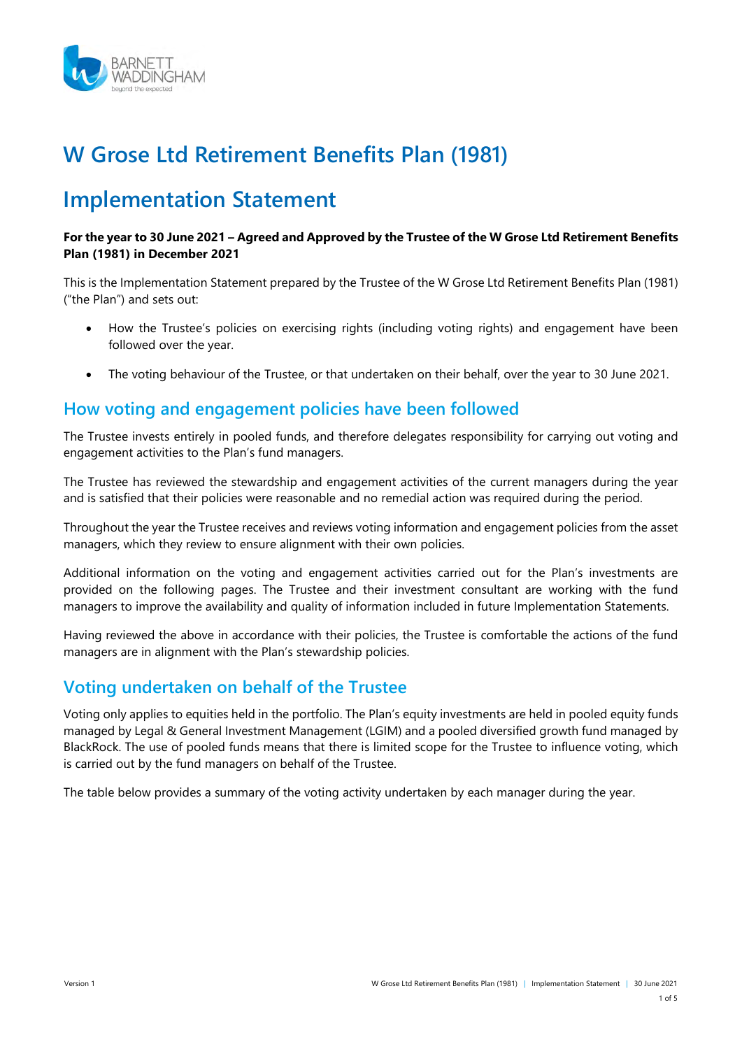# W Grose Ltd Retirement Benefits Plan (1981)

# Implementation Statement

**For the year to 30 June 2021 – Agreed and Approved by the Trustee of the W Grose Ltd Retirement Benefits Plan (1981) in December 2021**

This is the Implementation Statement prepared by the Trustee of the W Grose Ltd Retirement Benefits Plan (1981) ("the Plan") and sets out:

- How the Trustee's policies on exercising rights (including voting rights) and engagement have been followed over the year.
- The voting behaviour of the Trustee, or that undertaken on their behalf, over the year to 30 June 2021.

## How voting and engagement policies have been followed

The Trustee invests entirely in pooled funds, and therefore delegates responsibility for carrying out voting and engagement activities to the Plan's fund managers.

The Trustee has reviewed the stewardship and engagement activities of the current managers during the year and is satisfied that their policies were reasonable and no remedial action was required during the period.

Throughout the year the Trustee receives and reviews voting information and engagement policies from the asset managers, which they review to ensure alignment with their own policies.

Additional information on the voting and engagement activities carried out for the Plan's investments are provided on the following pages. The Trustee and their investment consultant are working with the fund managers to improve the availability and quality of information included in future Implementation Statements.

Having reviewed the above in accordance with their policies, the Trustee is comfortable the actions of the fund managers are in alignment with the Plan's stewardship policies.

## Voting undertaken on behalf of the Trustee

Voting only applies to equities held in the portfolio. The Plan's equity investments are held in pooled equity funds managed by Legal & General Investment Management (LGIM) and a pooled diversified growth fund managed by BlackRock. The use of pooled funds means that there is limited scope for the Trustee to influence voting, which is carried out by the fund managers on behalf of the Trustee.

The table below provides a summary of the voting activity undertaken by each manager during the year.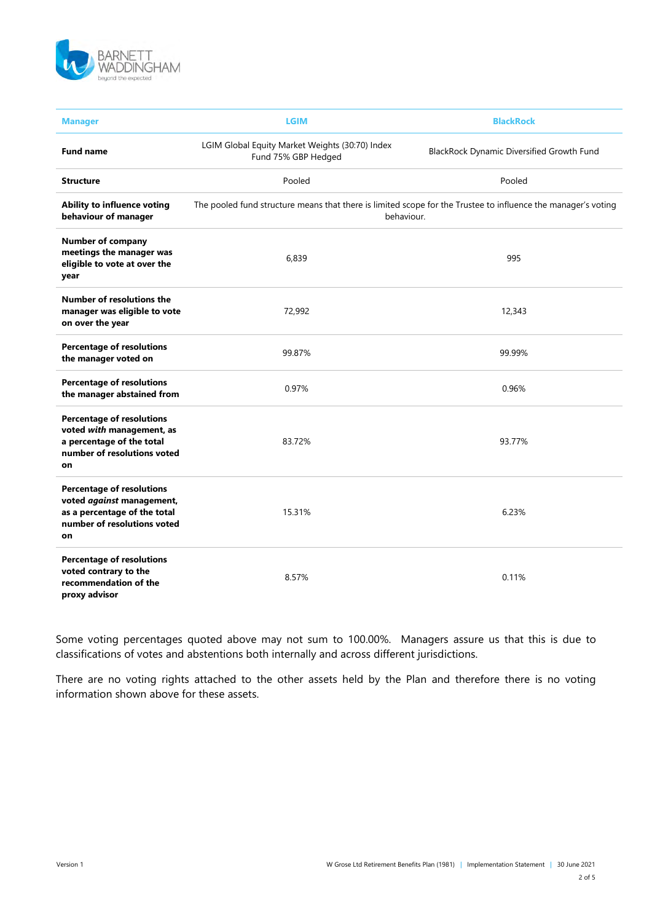| Manager | LGIM | BlackRock |
|---|---|---|
| **Fund name** | LGIM Global Equity Market Weights (30:70) Index Fund 75% GBP Hedged | BlackRock Dynamic Diversified Growth Fund |
| **Structure** | Pooled | Pooled |
| **Ability to influence voting behaviour of manager** | The pooled fund structure means that there is limited scope for the Trustee to influence the manager's voting behaviour. | |
| **Number of company meetings the manager was eligible to vote at over the year** | 6,839 | 995 |
| **Number of resolutions the manager was eligible to vote on over the year** | 72,992 | 12,343 |
| **Percentage of resolutions the manager voted on** | 99.87% | 99.99% |
| **Percentage of resolutions the manager abstained from** | 0.97% | 0.96% |
| **Percentage of resolutions voted *with* management, as a percentage of the total number of resolutions voted on** | 83.72% | 93.77% |
| **Percentage of resolutions voted *against* management, as a percentage of the total number of resolutions voted on** | 15.31% | 6.23% |
| **Percentage of resolutions voted contrary to the recommendation of the proxy advisor** | 8.57% | 0.11% |

Some voting percentages quoted above may not sum to 100.00%. Managers assure us that this is due to classifications of votes and abstentions both internally and across different jurisdictions.

There are no voting rights attached to the other assets held by the Plan and therefore there is no voting information shown above for these assets.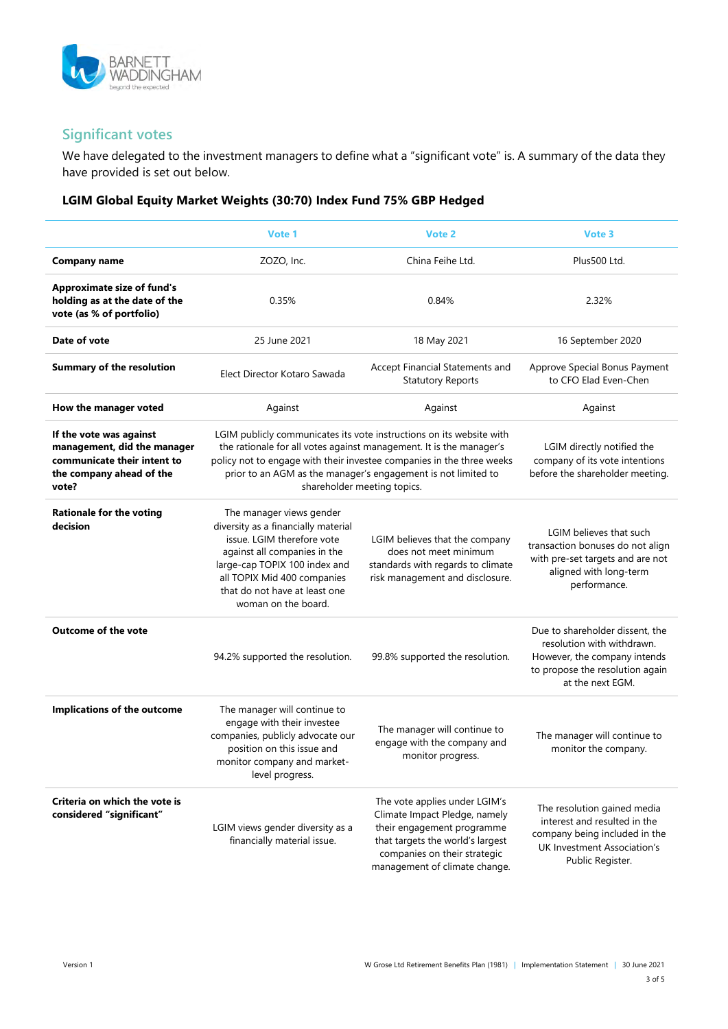## Significant votes

We have delegated to the investment managers to define what a "significant vote" is. A summary of the data they have provided is set out below.

### LGIM Global Equity Market Weights (30:70) Index Fund 75% GBP Hedged

| | Vote 1 | Vote 2 | Vote 3 |
|---|---|---|---|
| **Company name** | ZOZO, Inc. | China Feihe Ltd. | Plus500 Ltd. |
| **Approximate size of fund's holding as at the date of the vote (as % of portfolio)** | 0.35% | 0.84% | 2.32% |
| **Date of vote** | 25 June 2021 | 18 May 2021 | 16 September 2020 |
| **Summary of the resolution** | Elect Director Kotaro Sawada | Accept Financial Statements and Statutory Reports | Approve Special Bonus Payment to CFO Elad Even-Chen |
| **How the manager voted** | Against | Against | Against |
| **If the vote was against management, did the manager communicate their intent to the company ahead of the vote?** | LGIM publicly communicates its vote instructions on its website with the rationale for all votes against management. It is the manager's policy not to engage with their investee companies in the three weeks prior to an AGM as the manager's engagement is not limited to shareholder meeting topics. | | LGIM directly notified the company of its vote intentions before the shareholder meeting. |
| **Rationale for the voting decision** | The manager views gender diversity as a financially material issue. LGIM therefore vote against all companies in the large-cap TOPIX 100 index and all TOPIX Mid 400 companies that do not have at least one woman on the board. | LGIM believes that the company does not meet minimum standards with regards to climate risk management and disclosure. | LGIM believes that such transaction bonuses do not align with pre-set targets and are not aligned with long-term performance. |
| **Outcome of the vote** | 94.2% supported the resolution. | 99.8% supported the resolution. | Due to shareholder dissent, the resolution with withdrawn. However, the company intends to propose the resolution again at the next EGM. |
| **Implications of the outcome** | The manager will continue to engage with their investee companies, publicly advocate our position on this issue and monitor company and market-level progress. | The manager will continue to engage with the company and monitor progress. | The manager will continue to monitor the company. |
| **Criteria on which the vote is considered "significant"** | LGIM views gender diversity as a financially material issue. | The vote applies under LGIM's Climate Impact Pledge, namely their engagement programme that targets the world's largest companies on their strategic management of climate change. | The resolution gained media interest and resulted in the company being included in the UK Investment Association's Public Register. |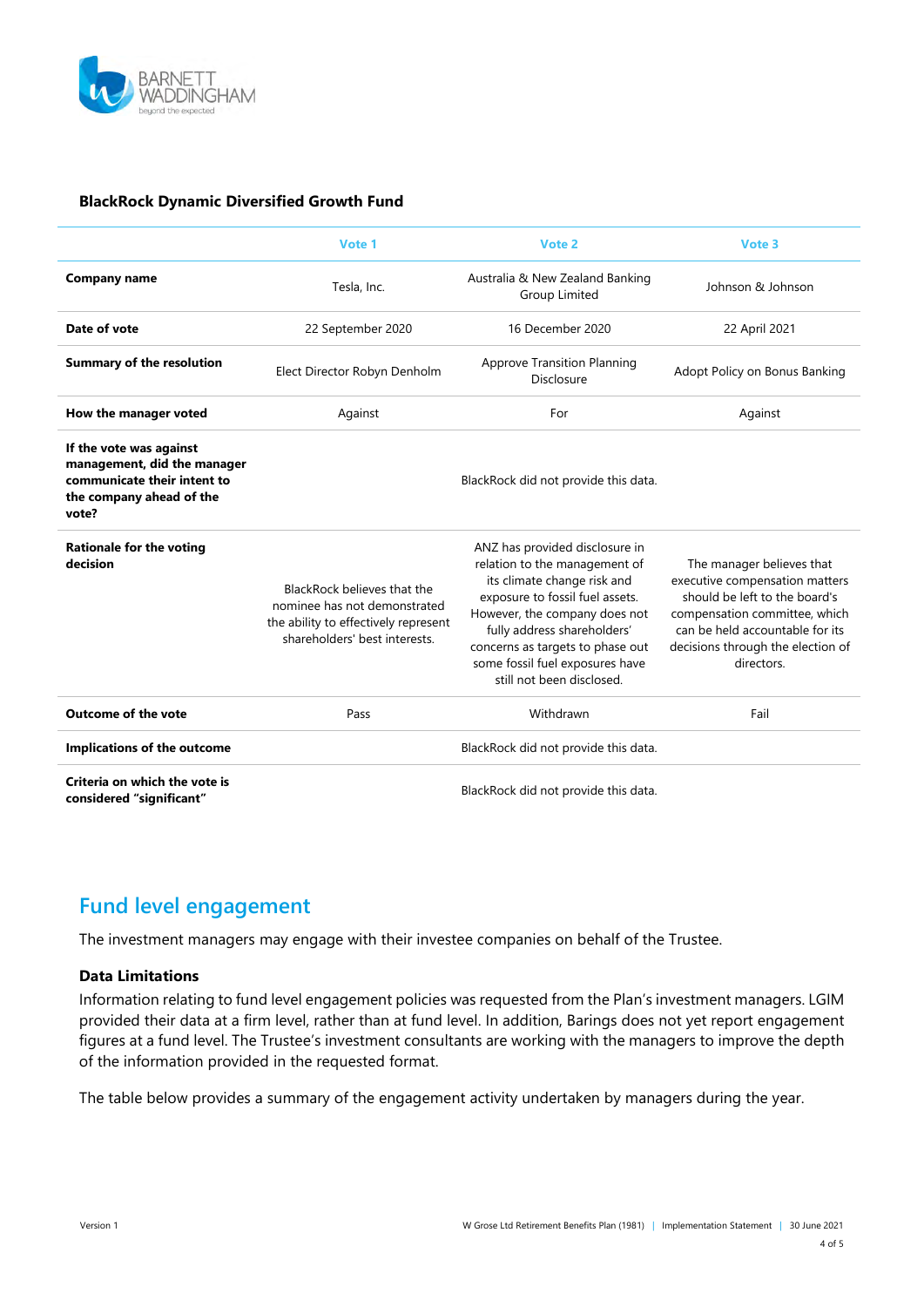**BlackRock Dynamic Diversified Growth Fund**

| | Vote 1 | Vote 2 | Vote 3 |
|---|---|---|---|
| **Company name** | Tesla, Inc. | Australia & New Zealand Banking Group Limited | Johnson & Johnson |
| **Date of vote** | 22 September 2020 | 16 December 2020 | 22 April 2021 |
| **Summary of the resolution** | Elect Director Robyn Denholm | Approve Transition Planning Disclosure | Adopt Policy on Bonus Banking |
| **How the manager voted** | Against | For | Against |
| **If the vote was against management, did the manager communicate their intent to the company ahead of the vote?** | | BlackRock did not provide this data. | |
| **Rationale for the voting decision** | BlackRock believes that the nominee has not demonstrated the ability to effectively represent shareholders' best interests. | ANZ has provided disclosure in relation to the management of its climate change risk and exposure to fossil fuel assets. However, the company does not fully address shareholders' concerns as targets to phase out some fossil fuel exposures have still not been disclosed. | The manager believes that executive compensation matters should be left to the board's compensation committee, which can be held accountable for its decisions through the election of directors. |
| **Outcome of the vote** | Pass | Withdrawn | Fail |
| **Implications of the outcome** | | BlackRock did not provide this data. | |
| **Criteria on which the vote is considered "significant"** | | BlackRock did not provide this data. | |

## Fund level engagement

The investment managers may engage with their investee companies on behalf of the Trustee.

### Data Limitations

Information relating to fund level engagement policies was requested from the Plan's investment managers. LGIM provided their data at a firm level, rather than at fund level. In addition, Barings does not yet report engagement figures at a fund level. The Trustee's investment consultants are working with the managers to improve the depth of the information provided in the requested format.

The table below provides a summary of the engagement activity undertaken by managers during the year.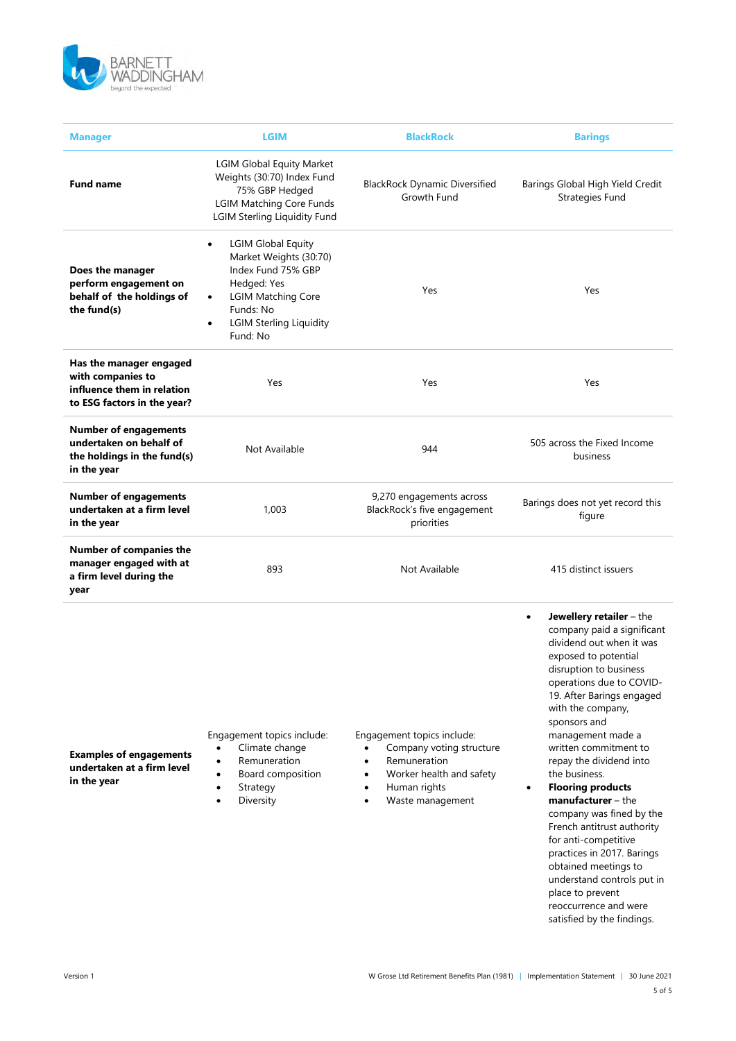| Manager | LGIM | BlackRock | Barings |
|---|---|---|---|
| **Fund name** | LGIM Global Equity Market Weights (30:70) Index Fund 75% GBP Hedged<br>LGIM Matching Core Funds<br>LGIM Sterling Liquidity Fund | BlackRock Dynamic Diversified Growth Fund | Barings Global High Yield Credit Strategies Fund |
| **Does the manager perform engagement on behalf of the holdings of the fund(s)** | • LGIM Global Equity Market Weights (30:70) Index Fund 75% GBP Hedged: Yes<br>• LGIM Matching Core Funds: No<br>• LGIM Sterling Liquidity Fund: No | Yes | Yes |
| **Has the manager engaged with companies to influence them in relation to ESG factors in the year?** | Yes | Yes | Yes |
| **Number of engagements undertaken on behalf of the holdings in the fund(s) in the year** | Not Available | 944 | 505 across the Fixed Income business |
| **Number of engagements undertaken at a firm level in the year** | 1,003 | 9,270 engagements across BlackRock's five engagement priorities | Barings does not yet record this figure |
| **Number of companies the manager engaged with at a firm level during the year** | 893 | Not Available | 415 distinct issuers |
| **Examples of engagements undertaken at a firm level in the year** | Engagement topics include:<br>• Climate change<br>• Remuneration<br>• Board composition<br>• Strategy<br>• Diversity | Engagement topics include:<br>• Company voting structure<br>• Remuneration<br>• Worker health and safety<br>• Human rights<br>• Waste management | • **Jewellery retailer** – the company paid a significant dividend out when it was exposed to potential disruption to business operations due to COVID-19. After Barings engaged with the company, sponsors and management made a written commitment to repay the dividend into the business.<br>• **Flooring products manufacturer** – the company was fined by the French antitrust authority for anti-competitive practices in 2017. Barings obtained meetings to understand controls put in place to prevent reoccurrence and were satisfied by the findings. |